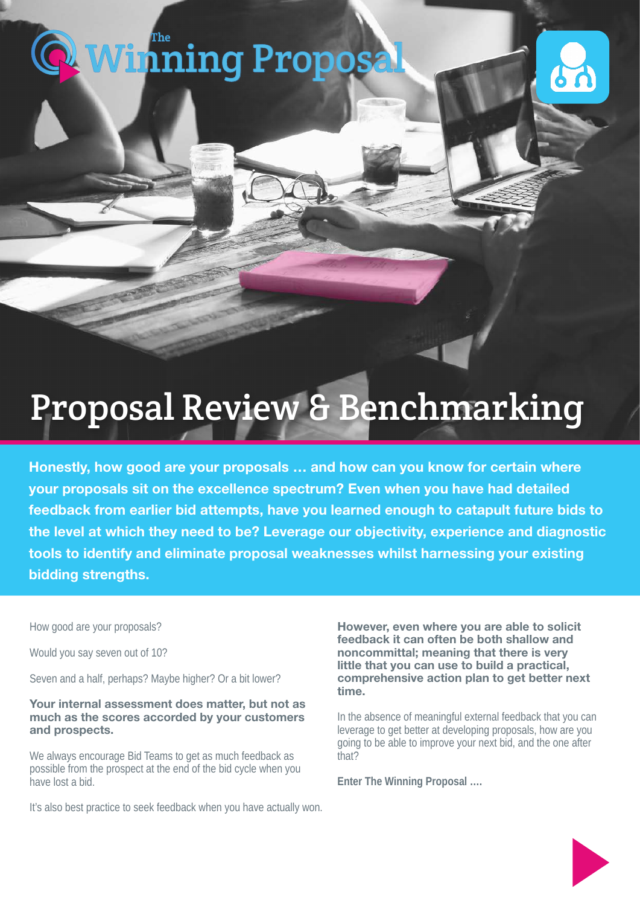The Winning Proposal

# Proposal Review & Benchmarking

**Honestly, how good are your proposals … and how can you know for certain where your proposals sit on the excellence spectrum? Even when you have had detailed feedback from earlier bid attempts, have you learned enough to catapult future bids to the level at which they need to be? Leverage our objectivity, experience and diagnostic tools to identify and eliminate proposal weaknesses whilst harnessing your existing bidding strengths.**

How good are your proposals?

Would you say seven out of 10?

Seven and a half, perhaps? Maybe higher? Or a bit lower?

**Your internal assessment does matter, but not as much as the scores accorded by your customers and prospects.**

We always encourage Bid Teams to get as much feedback as possible from the prospect at the end of the bid cycle when you have lost a bid.

It's also best practice to seek feedback when you have actually won.

**However, even where you are able to solicit feedback it can often be both shallow and noncommittal; meaning that there is very little that you can use to build a practical, comprehensive action plan to get better next time.**

In the absence of meaningful external feedback that you can leverage to get better at developing proposals, how are you going to be able to improve your next bid, and the one after that?

**Enter The Winning Proposal ….**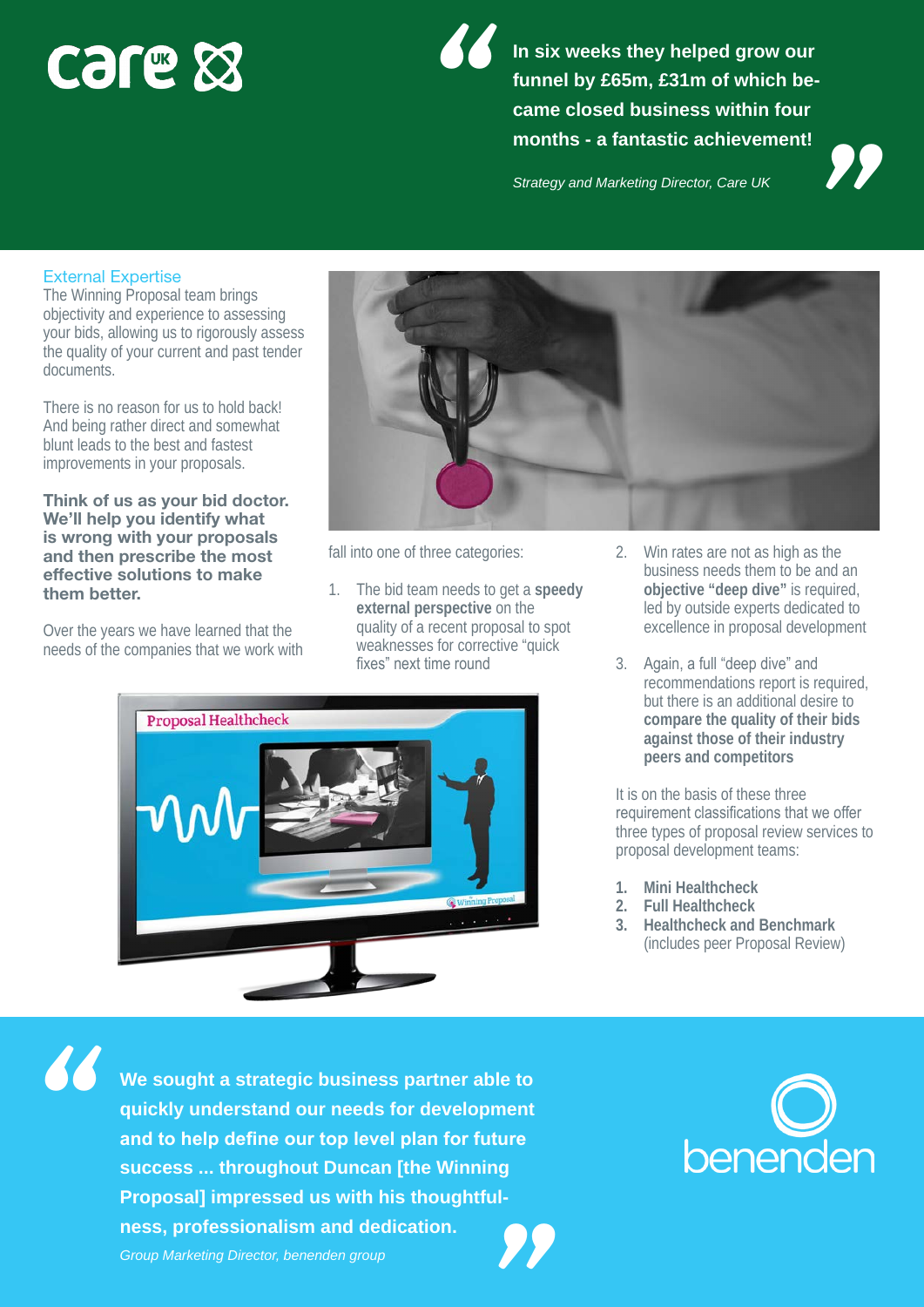care UK

> **In six weeks they helped grow our funnel by £65m, £31m of which became closed business within four months - a fantastic achievement!**
>
> *Strategy and Marketing Director, Care UK*

## External Expertise

The Winning Proposal team brings objectivity and experience to assessing your bids, allowing us to rigorously assess the quality of your current and past tender documents.

There is no reason for us to hold back! And being rather direct and somewhat blunt leads to the best and fastest improvements in your proposals.

**Think of us as your bid doctor. We'll help you identify what is wrong with your proposals and then prescribe the most effective solutions to make them better.**

Over the years we have learned that the needs of the companies that we work with fall into one of three categories:

1. The bid team needs to get a **speedy external perspective** on the quality of a recent proposal to spot weaknesses for corrective "quick fixes" next time round
2. Win rates are not as high as the business needs them to be and an **objective "deep dive"** is required, led by outside experts dedicated to excellence in proposal development
3. Again, a full "deep dive" and recommendations report is required, but there is an additional desire to **compare the quality of their bids against those of their industry peers and competitors**

Proposal Healthcheck

It is on the basis of these three requirement classifications that we offer three types of proposal review services to proposal development teams:

1. **Mini Healthcheck**
2. **Full Healthcheck**
3. **Healthcheck and Benchmark** (includes peer Proposal Review)

> **We sought a strategic business partner able to quickly understand our needs for development and to help define our top level plan for future success ... throughout Duncan [the Winning Proposal] impressed us with his thoughtfulness, professionalism and dedication.**
>
> *Group Marketing Director, benenden group*

benenden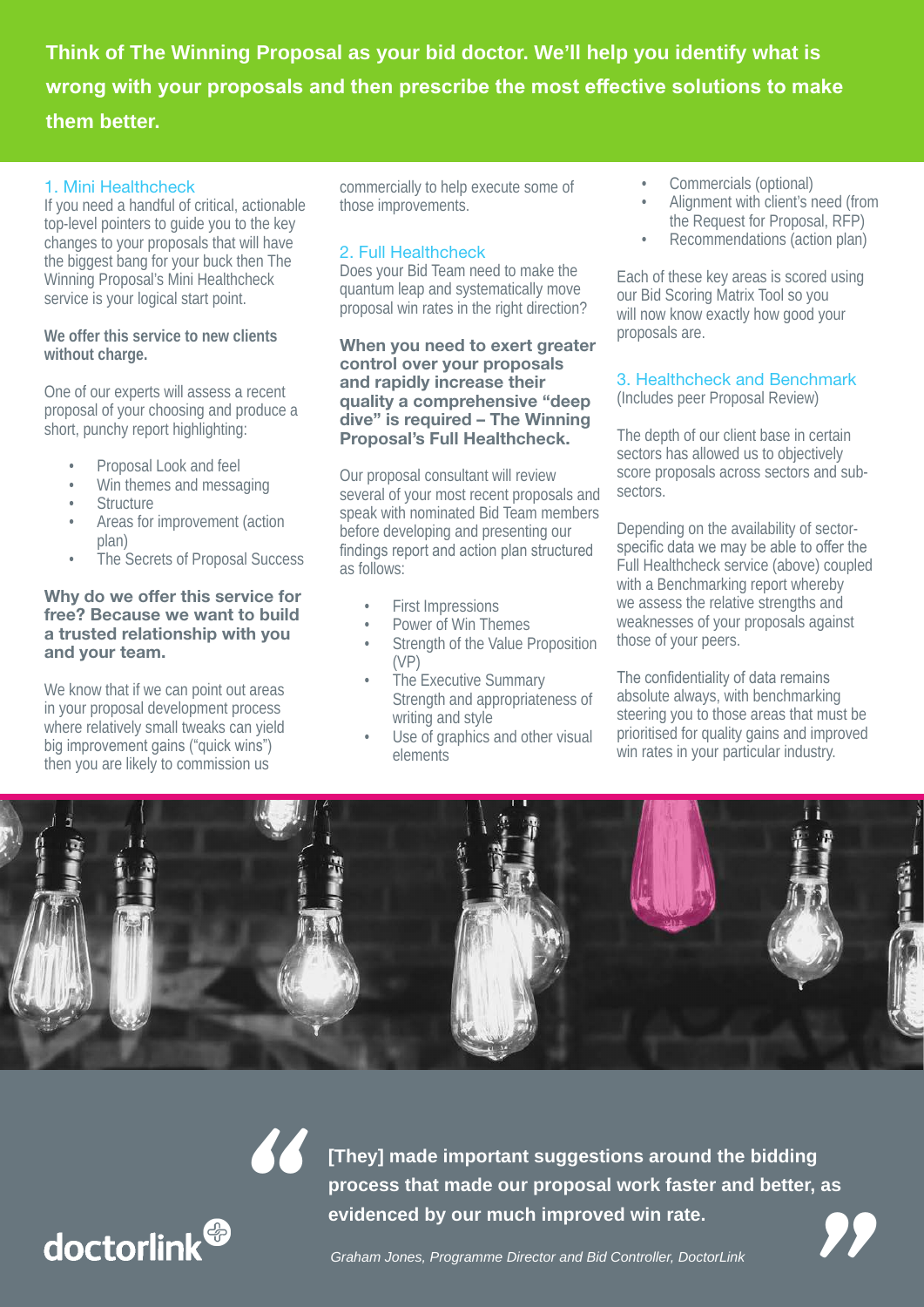**Think of The Winning Proposal as your bid doctor. We'll help you identify what is wrong with your proposals and then prescribe the most effective solutions to make them better.**

## 1. Mini Healthcheck

If you need a handful of critical, actionable top-level pointers to guide you to the key changes to your proposals that will have the biggest bang for your buck then The Winning Proposal's Mini Healthcheck service is your logical start point.

**We offer this service to new clients without charge.**

One of our experts will assess a recent proposal of your choosing and produce a short, punchy report highlighting:

- Proposal Look and feel
- Win themes and messaging
- Structure
- Areas for improvement (action plan)
- The Secrets of Proposal Success

**Why do we offer this service for free? Because we want to build a trusted relationship with you and your team.**

We know that if we can point out areas in your proposal development process where relatively small tweaks can yield big improvement gains ("quick wins") then you are likely to commission us commercially to help execute some of those improvements.

## 2. Full Healthcheck

Does your Bid Team need to make the quantum leap and systematically move proposal win rates in the right direction?

**When you need to exert greater control over your proposals and rapidly increase their quality a comprehensive "deep dive" is required – The Winning Proposal's Full Healthcheck.**

Our proposal consultant will review several of your most recent proposals and speak with nominated Bid Team members before developing and presenting our findings report and action plan structured as follows:

- First Impressions
- Power of Win Themes
- Strength of the Value Proposition (VP)
- The Executive Summary Strength and appropriateness of writing and style
- Use of graphics and other visual elements
- Commercials (optional)
- Alignment with client's need (from the Request for Proposal, RFP)
- Recommendations (action plan)

Each of these key areas is scored using our Bid Scoring Matrix Tool so you will now know exactly how good your proposals are.

## 3. Healthcheck and Benchmark

(Includes peer Proposal Review)

The depth of our client base in certain sectors has allowed us to objectively score proposals across sectors and sub-sectors.

Depending on the availability of sector-specific data we may be able to offer the Full Healthcheck service (above) coupled with a Benchmarking report whereby we assess the relative strengths and weaknesses of your proposals against those of your peers.

The confidentiality of data remains absolute always, with benchmarking steering you to those areas that must be prioritised for quality gains and improved win rates in your particular industry.

> **"[They] made important suggestions around the bidding process that made our proposal work faster and better, as evidenced by our much improved win rate."**
>
> *Graham Jones, Programme Director and Bid Controller, DoctorLink*

doctorlink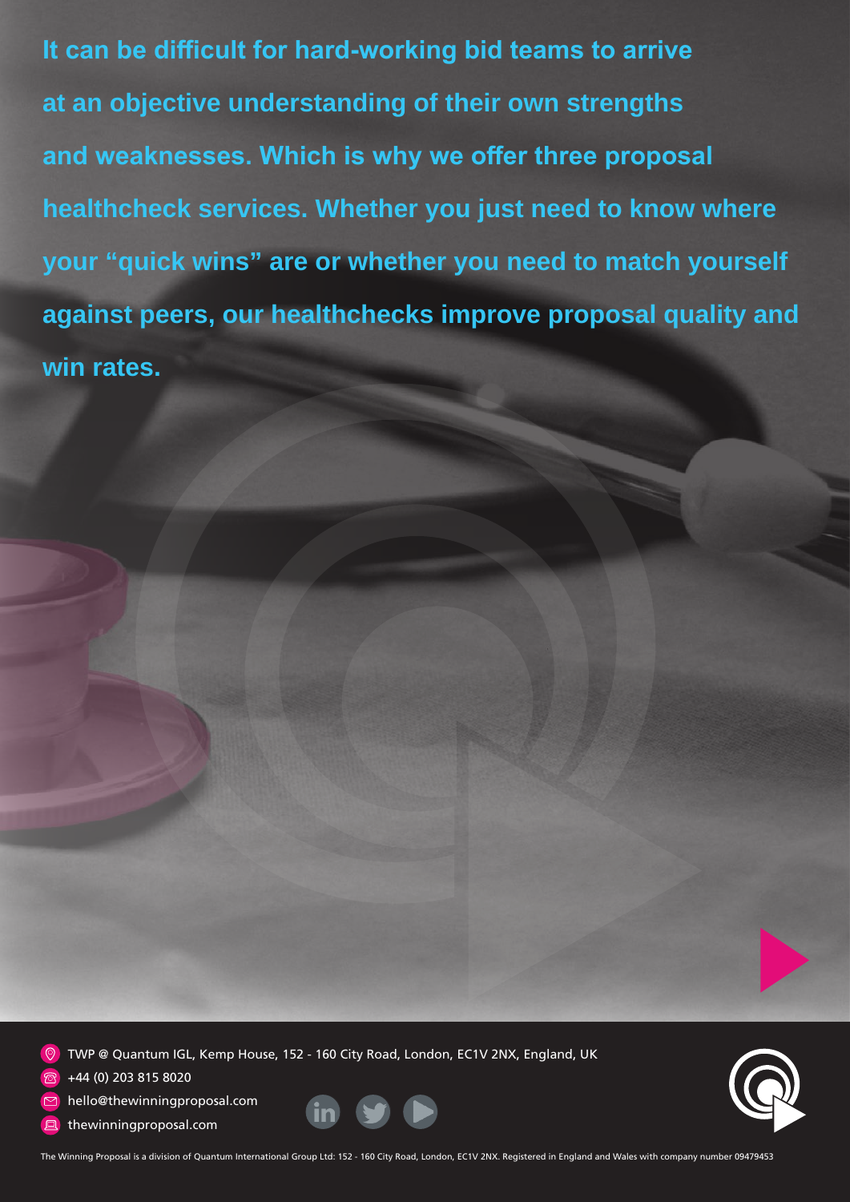**It can be difficult for hard-working bid teams to arrive at an objective understanding of their own strengths and weaknesses. Which is why we offer three proposal healthcheck services. Whether you just need to know where your “quick wins” are or whether you need to match yourself against peers, our healthchecks improve proposal quality and win rates.**

TWP @ Quantum IGL, Kemp House, 152 - 160 City Road, London, EC1V 2NX, England, UK

+44 (0) 203 815 8020

hello@thewinningproposal.com

thewinningproposal.com

The Winning Proposal is a division of Quantum International Group Ltd: 152 - 160 City Road, London, EC1V 2NX. Registered in England and Wales with company number 09479453